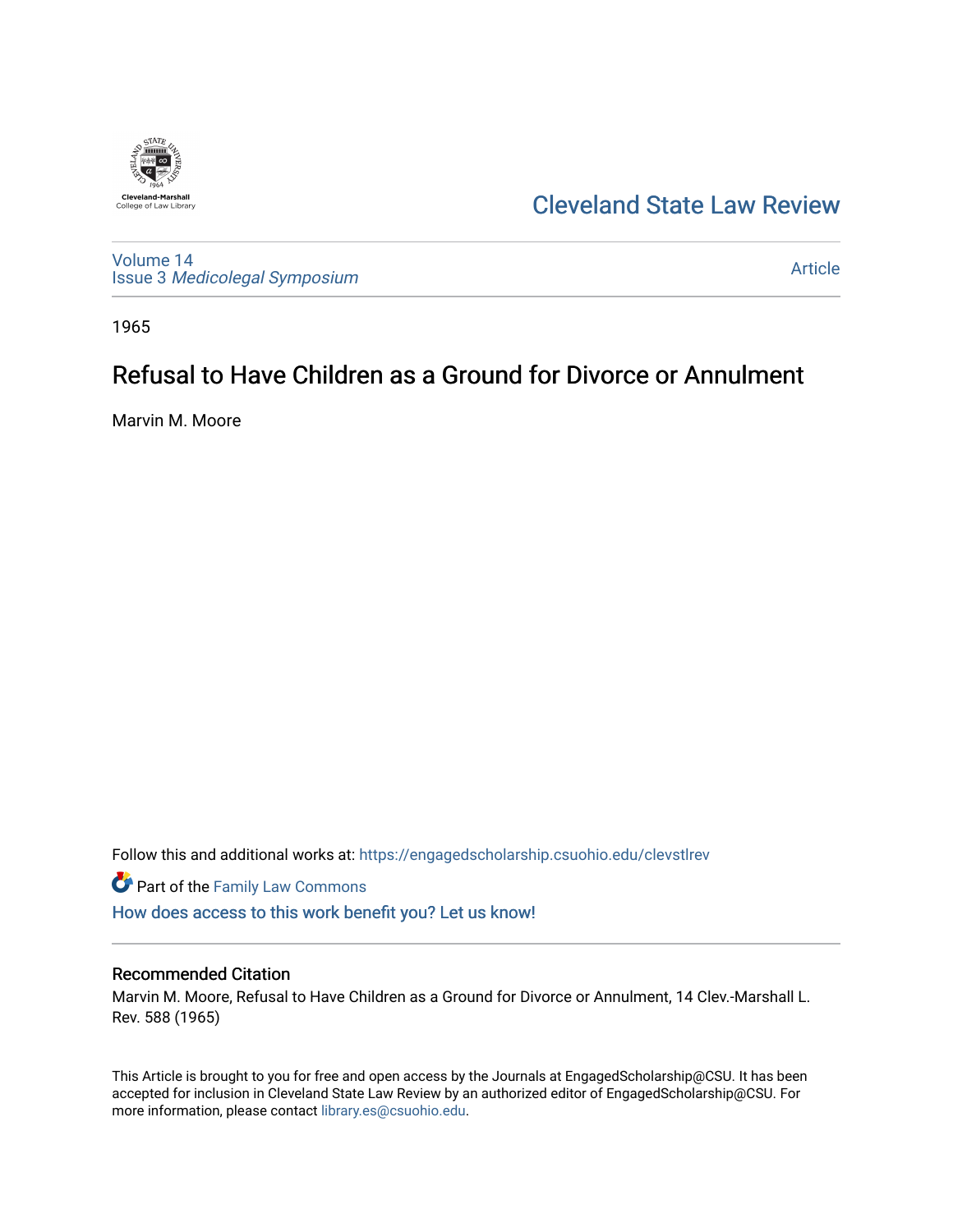Cleveland State Law Review

Volume 14
Issue 3 *Medicolegal Symposium*

Article

1965

# Refusal to Have Children as a Ground for Divorce or Annulment

Marvin M. Moore

Follow this and additional works at: https://engagedscholarship.csuohio.edu/clevstlrev

Part of the Family Law Commons

How does access to this work benefit you? Let us know!

## Recommended Citation

Marvin M. Moore, Refusal to Have Children as a Ground for Divorce or Annulment, 14 Clev.-Marshall L. Rev. 588 (1965)

This Article is brought to you for free and open access by the Journals at EngagedScholarship@CSU. It has been accepted for inclusion in Cleveland State Law Review by an authorized editor of EngagedScholarship@CSU. For more information, please contact library.es@csuohio.edu.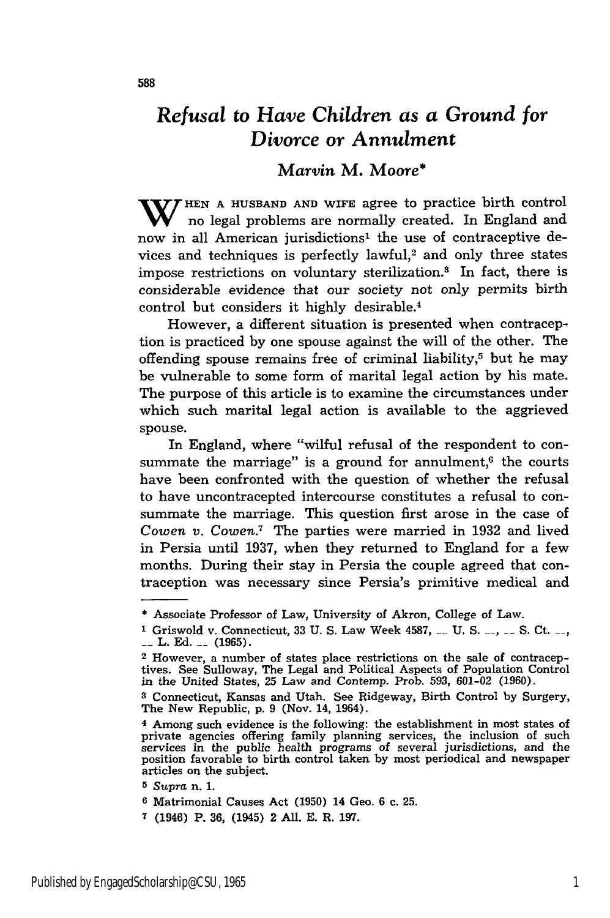# *Refusal to Have Children as a Ground for Divorce or Annulment*

### *Marvin M. Moore**

When a husband and wife agree to practice birth control no legal problems are normally created. In England and now in all American jurisdictions[1] the use of contraceptive devices and techniques is perfectly lawful,[2] and only three states impose restrictions on voluntary sterilization.[3] In fact, there is considerable evidence that our society not only permits birth control but considers it highly desirable.[4]

However, a different situation is presented when contraception is practiced by one spouse against the will of the other. The offending spouse remains free of criminal liability,[5] but he may be vulnerable to some form of marital legal action by his mate. The purpose of this article is to examine the circumstances under which such marital legal action is available to the aggrieved spouse.

In England, where "wilful refusal of the respondent to consummate the marriage" is a ground for annulment,[6] the courts have been confronted with the question of whether the refusal to have uncontracepted intercourse constitutes a refusal to consummate the marriage. This question first arose in the case of *Cowen v. Cowen.*[7] The parties were married in 1932 and lived in Persia until 1937, when they returned to England for a few months. During their stay in Persia the couple agreed that contraception was necessary since Persia's primitive medical and

---

\* Associate Professor of Law, University of Akron, College of Law.

[1] Griswold v. Connecticut, 33 U. S. Law Week 4587, __ U. S. __, __ S. Ct. __, __ L. Ed. __ (1965).

[2] However, a number of states place restrictions on the sale of contraceptives. See Sulloway, The Legal and Political Aspects of Population Control in the United States, 25 Law and Contemp. Prob. 593, 601-02 (1960).

[3] Connecticut, Kansas and Utah. See Ridgeway, Birth Control by Surgery, The New Republic, p. 9 (Nov. 14, 1964).

[4] Among such evidence is the following: the establishment in most states of private agencies offering family planning services, the inclusion of such services in the public health programs of several jurisdictions, and the position favorable to birth control taken by most periodical and newspaper articles on the subject.

[5] *Supra* n. 1.

[6] Matrimonial Causes Act (1950) 14 Geo. 6 c. 25.

[7] (1946) P. 36, (1945) 2 All. E. R. 197.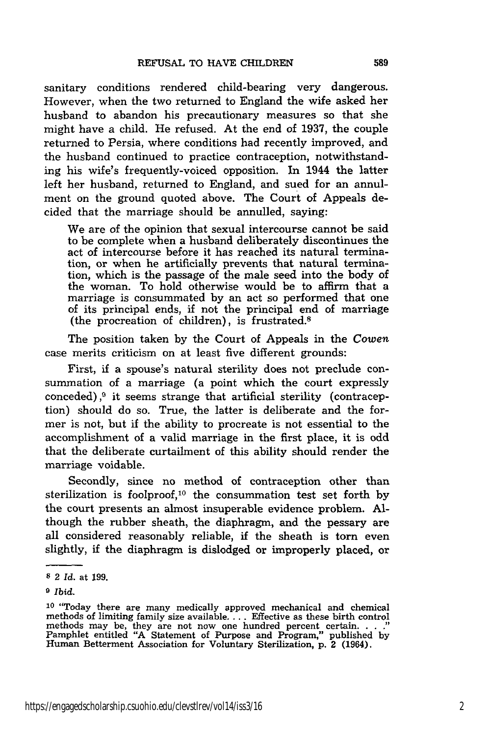sanitary conditions rendered child-bearing very dangerous. However, when the two returned to England the wife asked her husband to abandon his precautionary measures so that she might have a child. He refused. At the end of 1937, the couple returned to Persia, where conditions had recently improved, and the husband continued to practice contraception, notwithstanding his wife's frequently-voiced opposition. In 1944 the latter left her husband, returned to England, and sued for an annulment on the ground quoted above. The Court of Appeals decided that the marriage should be annulled, saying:

> We are of the opinion that sexual intercourse cannot be said to be complete when a husband deliberately discontinues the act of intercourse before it has reached its natural termination, or when he artificially prevents that natural termination, which is the passage of the male seed into the body of the woman. To hold otherwise would be to affirm that a marriage is consummated by an act so performed that one of its principal ends, if not the principal end of marriage (the procreation of children), is frustrated.[8]

The position taken by the Court of Appeals in the *Cowen* case merits criticism on at least five different grounds:

First, if a spouse's natural sterility does not preclude consummation of a marriage (a point which the court expressly conceded),[9] it seems strange that artificial sterility (contraception) should do so. True, the latter is deliberate and the former is not, but if the ability to procreate is not essential to the accomplishment of a valid marriage in the first place, it is odd that the deliberate curtailment of this ability should render the marriage voidable.

Secondly, since no method of contraception other than sterilization is foolproof,[10] the consummation test set forth by the court presents an almost insuperable evidence problem. Although the rubber sheath, the diaphragm, and the pessary are all considered reasonably reliable, if the sheath is torn even slightly, if the diaphragm is dislodged or improperly placed, or

---

[8] 2 *Id.* at 199.

[9] *Ibid.*

[10] "Today there are many medically approved mechanical and chemical methods of limiting family size available. . . . Effective as these birth control methods may be, they are not now one hundred percent certain. . . ." Pamphlet entitled "A Statement of Purpose and Program," published by Human Betterment Association for Voluntary Sterilization, p. 2 (1964).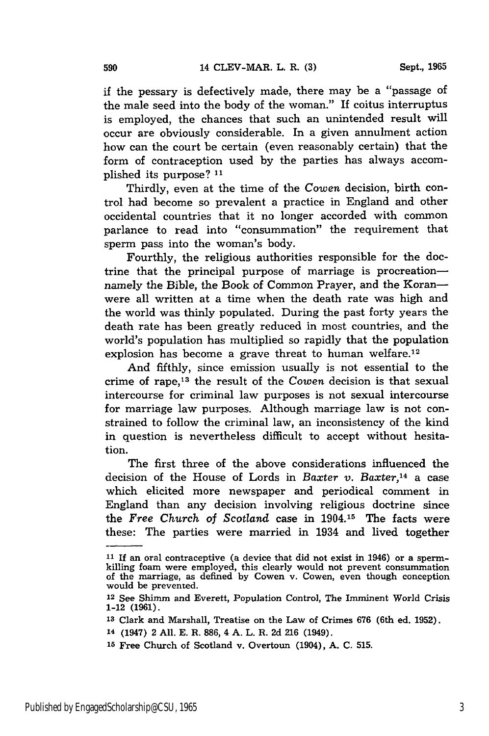if the pessary is defectively made, there may be a "passage of the male seed into the body of the woman." If coitus interruptus is employed, the chances that such an unintended result will occur are obviously considerable. In a given annulment action how can the court be certain (even reasonably certain) that the form of contraception used by the parties has always accomplished its purpose? [11]

Thirdly, even at the time of the *Cowen* decision, birth control had become so prevalent a practice in England and other occidental countries that it no longer accorded with common parlance to read into "consummation" the requirement that sperm pass into the woman's body.

Fourthly, the religious authorities responsible for the doctrine that the principal purpose of marriage is procreation—namely the Bible, the Book of Common Prayer, and the Koran—were all written at a time when the death rate was high and the world was thinly populated. During the past forty years the death rate has been greatly reduced in most countries, and the world's population has multiplied so rapidly that the population explosion has become a grave threat to human welfare.[12]

And fifthly, since emission usually is not essential to the crime of rape,[13] the result of the *Cowen* decision is that sexual intercourse for criminal law purposes is not sexual intercourse for marriage law purposes. Although marriage law is not constrained to follow the criminal law, an inconsistency of the kind in question is nevertheless difficult to accept without hesitation.

The first three of the above considerations influenced the decision of the House of Lords in *Baxter v. Baxter*,[14] a case which elicited more newspaper and periodical comment in England than any decision involving religious doctrine since the *Free Church of Scotland* case in 1904.[15] The facts were these: The parties were married in 1934 and lived together

---

[11] If an oral contraceptive (a device that did not exist in 1946) or a sperm-killing foam were employed, this clearly would not prevent consummation of the marriage, as defined by Cowen v. Cowen, even though conception would be prevented.

[12] See Shimm and Everett, Population Control, The Imminent World Crisis 1-12 (1961).

[13] Clark and Marshall, Treatise on the Law of Crimes 676 (6th ed. 1952).

[14] (1947) 2 All. E. R. 886, 4 A. L. R. 2d 216 (1949).

[15] Free Church of Scotland v. Overtoun (1904), A. C. 515.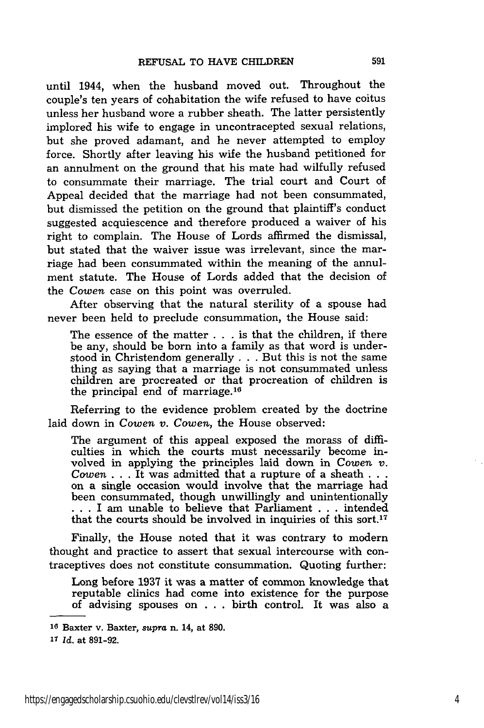until 1944, when the husband moved out. Throughout the couple's ten years of cohabitation the wife refused to have coitus unless her husband wore a rubber sheath. The latter persistently implored his wife to engage in uncontracepted sexual relations, but she proved adamant, and he never attempted to employ force. Shortly after leaving his wife the husband petitioned for an annulment on the ground that his mate had wilfully refused to consummate their marriage. The trial court and Court of Appeal decided that the marriage had not been consummated, but dismissed the petition on the ground that plaintiff's conduct suggested acquiescence and therefore produced a waiver of his right to complain. The House of Lords affirmed the dismissal, but stated that the waiver issue was irrelevant, since the marriage had been consummated within the meaning of the annulment statute. The House of Lords added that the decision of the *Cowen* case on this point was overruled.

After observing that the natural sterility of a spouse had never been held to preclude consummation, the House said:

> The essence of the matter . . . is that the children, if there be any, should be born into a family as that word is understood in Christendom generally . . . But this is not the same thing as saying that a marriage is not consummated unless children are procreated or that procreation of children is the principal end of marriage.[16]

Referring to the evidence problem created by the doctrine laid down in *Cowen v. Cowen*, the House observed:

> The argument of this appeal exposed the morass of difficulties in which the courts must necessarily become involved in applying the principles laid down in *Cowen v. Cowen* . . . It was admitted that a rupture of a sheath . . . on a single occasion would involve that the marriage had been consummated, though unwillingly and unintentionally . . . I am unable to believe that Parliament . . . intended that the courts should be involved in inquiries of this sort.[17]

Finally, the House noted that it was contrary to modern thought and practice to assert that sexual intercourse with contraceptives does not constitute consummation. Quoting further:

> Long before 1937 it was a matter of common knowledge that reputable clinics had come into existence for the purpose of advising spouses on . . . birth control. It was also a

---

[16] Baxter v. Baxter, *supra* n. 14, at 890.

[17] *Id.* at 891-92.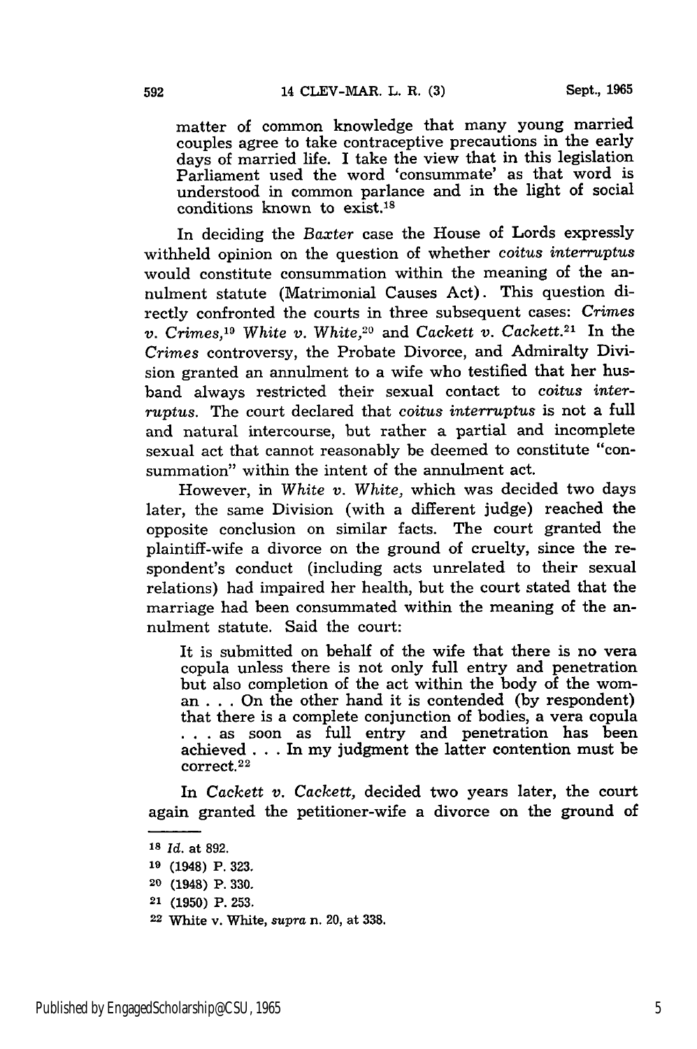matter of common knowledge that many young married couples agree to take contraceptive precautions in the early days of married life. I take the view that in this legislation Parliament used the word 'consummate' as that word is understood in common parlance and in the light of social conditions known to exist.[18]

In deciding the *Baxter* case the House of Lords expressly withheld opinion on the question of whether *coitus interruptus* would constitute consummation within the meaning of the annulment statute (Matrimonial Causes Act). This question directly confronted the courts in three subsequent cases: *Crimes v. Crimes,*[19] *White v. White,*[20] and *Cackett v. Cackett.*[21] In the *Crimes* controversy, the Probate Divorce, and Admiralty Division granted an annulment to a wife who testified that her husband always restricted their sexual contact to *coitus interruptus.* The court declared that *coitus interruptus* is not a full and natural intercourse, but rather a partial and incomplete sexual act that cannot reasonably be deemed to constitute "consummation" within the intent of the annulment act.

However, in *White v. White,* which was decided two days later, the same Division (with a different judge) reached the opposite conclusion on similar facts. The court granted the plaintiff-wife a divorce on the ground of cruelty, since the respondent's conduct (including acts unrelated to their sexual relations) had impaired her health, but the court stated that the marriage had been consummated within the meaning of the annulment statute. Said the court:

> It is submitted on behalf of the wife that there is no vera copula unless there is not only full entry and penetration but also completion of the act within the body of the woman . . . On the other hand it is contended (by respondent) that there is a complete conjunction of bodies, a vera copula . . . as soon as full entry and penetration has been achieved . . . In my judgment the latter contention must be correct.[22]

In *Cackett v. Cackett,* decided two years later, the court again granted the petitioner-wife a divorce on the ground of

---

[18] *Id.* at 892.

[19] (1948) P. 323.

[20] (1948) P. 330.

[21] (1950) P. 253.

[22] White v. White, *supra* n. 20, at 338.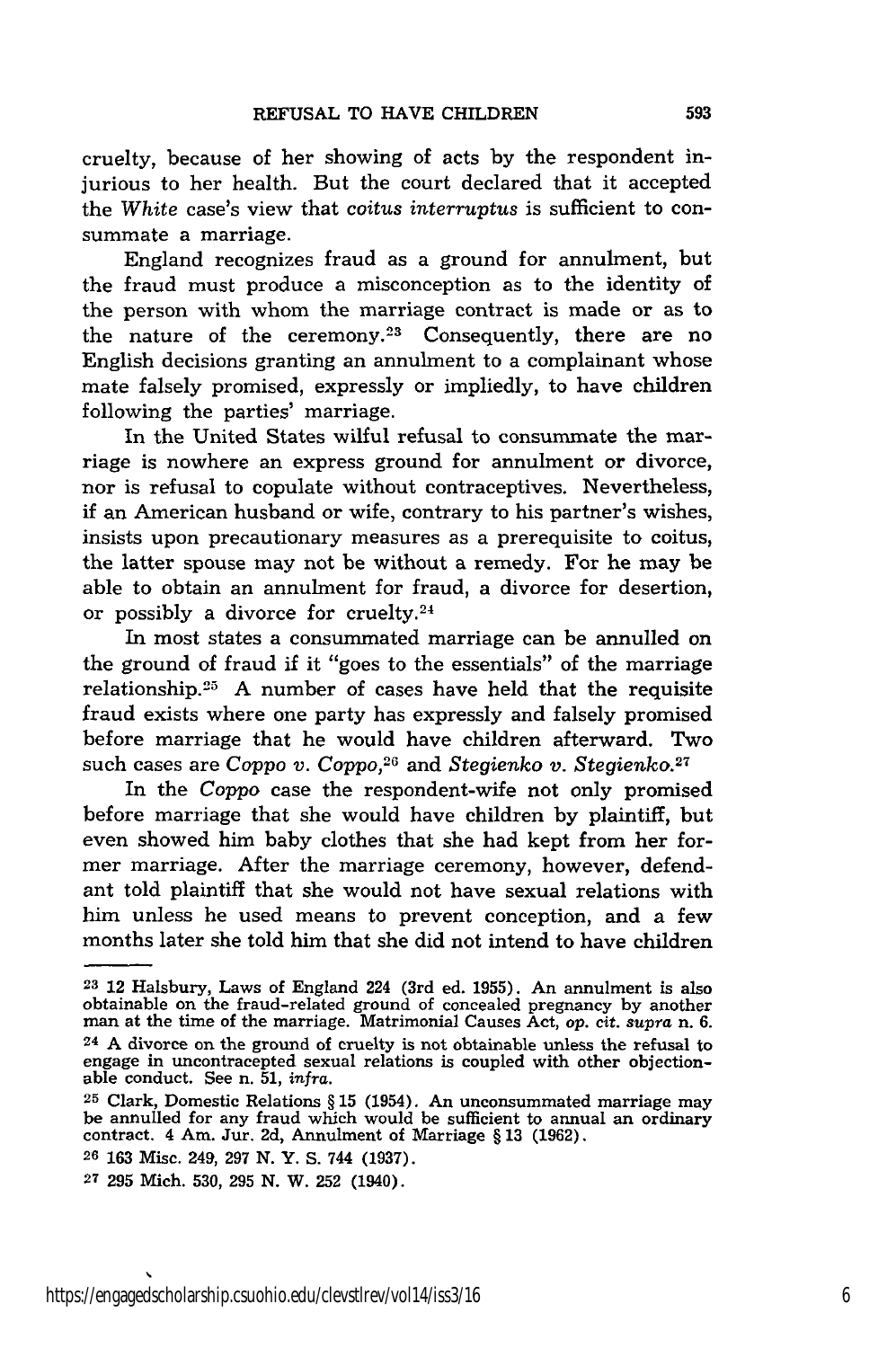cruelty, because of her showing of acts by the respondent injurious to her health. But the court declared that it accepted the *White* case's view that *coitus interruptus* is sufficient to consummate a marriage.

England recognizes fraud as a ground for annulment, but the fraud must produce a misconception as to the identity of the person with whom the marriage contract is made or as to the nature of the ceremony.[23] Consequently, there are no English decisions granting an annulment to a complainant whose mate falsely promised, expressly or impliedly, to have children following the parties' marriage.

In the United States wilful refusal to consummate the marriage is nowhere an express ground for annulment or divorce, nor is refusal to copulate without contraceptives. Nevertheless, if an American husband or wife, contrary to his partner's wishes, insists upon precautionary measures as a prerequisite to coitus, the latter spouse may not be without a remedy. For he may be able to obtain an annulment for fraud, a divorce for desertion, or possibly a divorce for cruelty.[24]

In most states a consummated marriage can be annulled on the ground of fraud if it "goes to the essentials" of the marriage relationship.[25] A number of cases have held that the requisite fraud exists where one party has expressly and falsely promised before marriage that he would have children afterward. Two such cases are *Coppo v. Coppo*,[26] and *Stegienko v. Stegienko*.[27]

In the *Coppo* case the respondent-wife not only promised before marriage that she would have children by plaintiff, but even showed him baby clothes that she had kept from her former marriage. After the marriage ceremony, however, defendant told plaintiff that she would not have sexual relations with him unless he used means to prevent conception, and a few months later she told him that she did not intend to have children

---

[23] 12 Halsbury, Laws of England 224 (3rd ed. 1955). An annulment is also obtainable on the fraud-related ground of concealed pregnancy by another man at the time of the marriage. Matrimonial Causes Act, *op. cit. supra* n. 6.

[24] A divorce on the ground of cruelty is not obtainable unless the refusal to engage in uncontracepted sexual relations is coupled with other objectionable conduct. See n. 51, *infra*.

[25] Clark, Domestic Relations § 15 (1954). An unconsummated marriage may be annulled for any fraud which would be sufficient to annual an ordinary contract. 4 Am. Jur. 2d, Annulment of Marriage § 13 (1962).

[26] 163 Misc. 249, 297 N. Y. S. 744 (1937).

[27] 295 Mich. 530, 295 N. W. 252 (1940).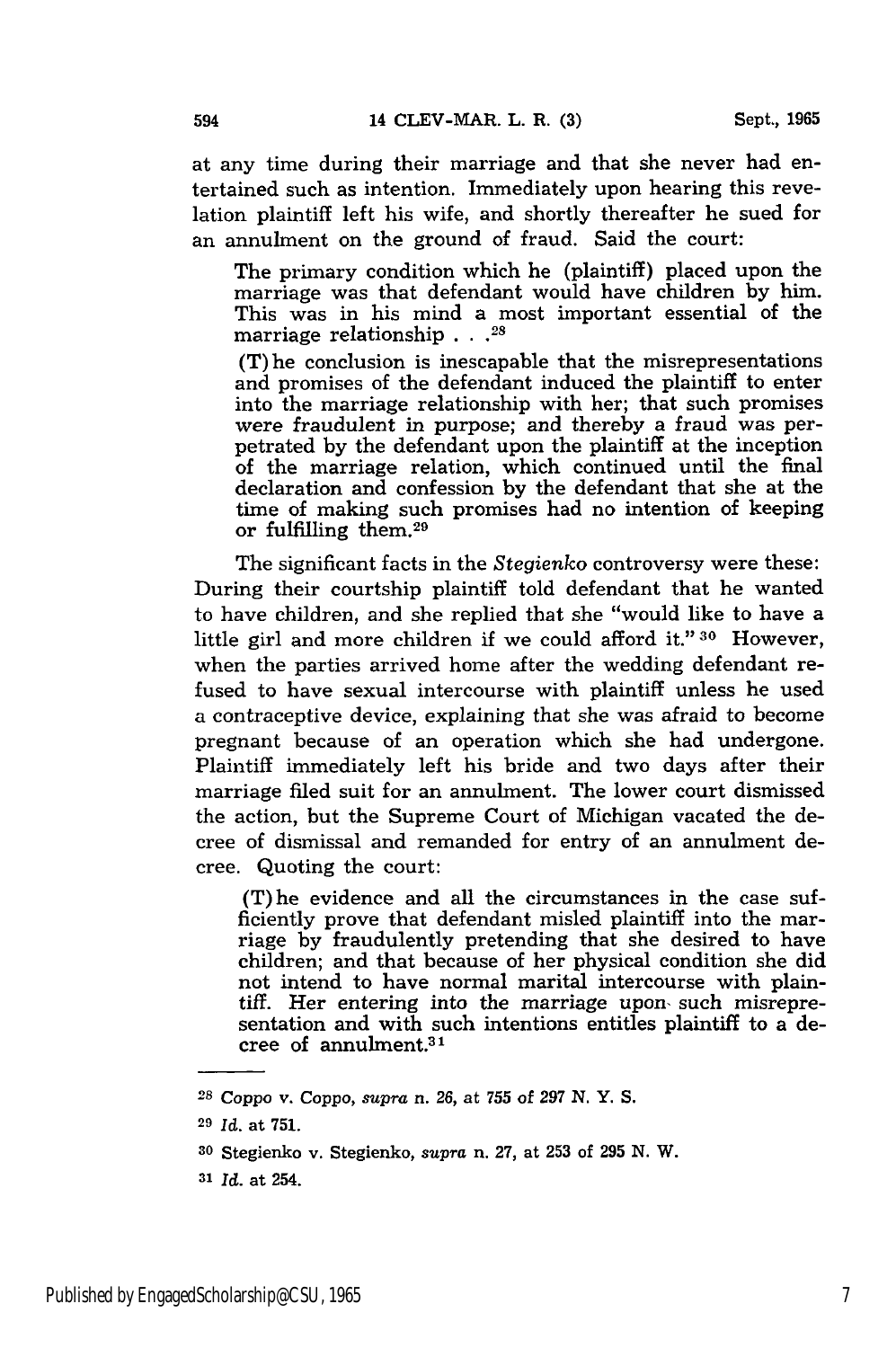at any time during their marriage and that she never had entertained such as intention. Immediately upon hearing this revelation plaintiff left his wife, and shortly thereafter he sued for an annulment on the ground of fraud. Said the court:

> The primary condition which he (plaintiff) placed upon the marriage was that defendant would have children by him. This was in his mind a most important essential of the marriage relationship . . .[28]
>
> (T) he conclusion is inescapable that the misrepresentations and promises of the defendant induced the plaintiff to enter into the marriage relationship with her; that such promises were fraudulent in purpose; and thereby a fraud was perpetrated by the defendant upon the plaintiff at the inception of the marriage relation, which continued until the final declaration and confession by the defendant that she at the time of making such promises had no intention of keeping or fulfilling them.[29]

The significant facts in the *Stegienko* controversy were these: During their courtship plaintiff told defendant that he wanted to have children, and she replied that she "would like to have a little girl and more children if we could afford it."[30] However, when the parties arrived home after the wedding defendant refused to have sexual intercourse with plaintiff unless he used a contraceptive device, explaining that she was afraid to become pregnant because of an operation which she had undergone. Plaintiff immediately left his bride and two days after their marriage filed suit for an annulment. The lower court dismissed the action, but the Supreme Court of Michigan vacated the decree of dismissal and remanded for entry of an annulment decree. Quoting the court:

> (T) he evidence and all the circumstances in the case sufficiently prove that defendant misled plaintiff into the marriage by fraudulently pretending that she desired to have children; and that because of her physical condition she did not intend to have normal marital intercourse with plaintiff. Her entering into the marriage upon such misrepresentation and with such intentions entitles plaintiff to a decree of annulment.[31]

---

[28] Coppo v. Coppo, *supra* n. 26, at 755 of 297 N. Y. S.

[29] *Id.* at 751.

[30] Stegienko v. Stegienko, *supra* n. 27, at 253 of 295 N. W.

[31] *Id.* at 254.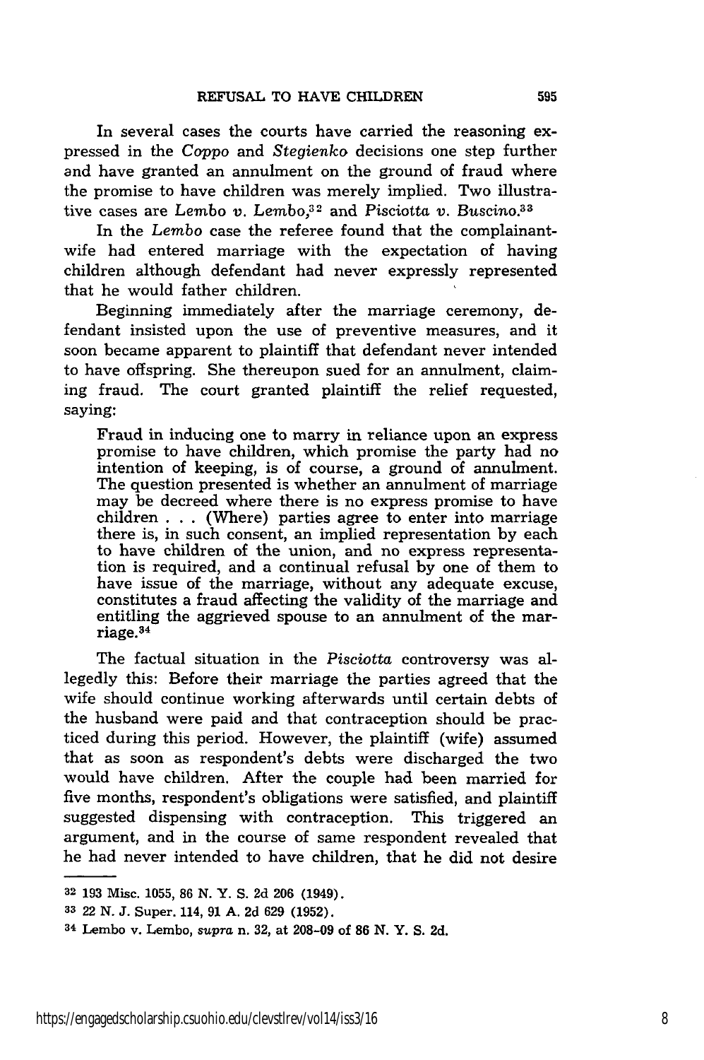In several cases the courts have carried the reasoning expressed in the *Coppo* and *Stegienko* decisions one step further and have granted an annulment on the ground of fraud where the promise to have children was merely implied. Two illustrative cases are *Lembo v. Lembo*,[32] and *Pisciotta v. Buscino*.[33]

In the *Lembo* case the referee found that the complainant-wife had entered marriage with the expectation of having children although defendant had never expressly represented that he would father children.

Beginning immediately after the marriage ceremony, defendant insisted upon the use of preventive measures, and it soon became apparent to plaintiff that defendant never intended to have offspring. She thereupon sued for an annulment, claiming fraud. The court granted plaintiff the relief requested, saying:

> Fraud in inducing one to marry in reliance upon an express promise to have children, which promise the party had no intention of keeping, is of course, a ground of annulment. The question presented is whether an annulment of marriage may be decreed where there is no express promise to have children . . . (Where) parties agree to enter into marriage there is, in such consent, an implied representation by each to have children of the union, and no express representation is required, and a continual refusal by one of them to have issue of the marriage, without any adequate excuse, constitutes a fraud affecting the validity of the marriage and entitling the aggrieved spouse to an annulment of the marriage.[34]

The factual situation in the *Pisciotta* controversy was allegedly this: Before their marriage the parties agreed that the wife should continue working afterwards until certain debts of the husband were paid and that contraception should be practiced during this period. However, the plaintiff (wife) assumed that as soon as respondent's debts were discharged the two would have children. After the couple had been married for five months, respondent's obligations were satisfied, and plaintiff suggested dispensing with contraception. This triggered an argument, and in the course of same respondent revealed that he had never intended to have children, that he did not desire

---

[32] 193 Misc. 1055, 86 N. Y. S. 2d 206 (1949).

[33] 22 N. J. Super. 114, 91 A. 2d 629 (1952).

[34] Lembo v. Lembo, *supra* n. 32, at 208-09 of 86 N. Y. S. 2d.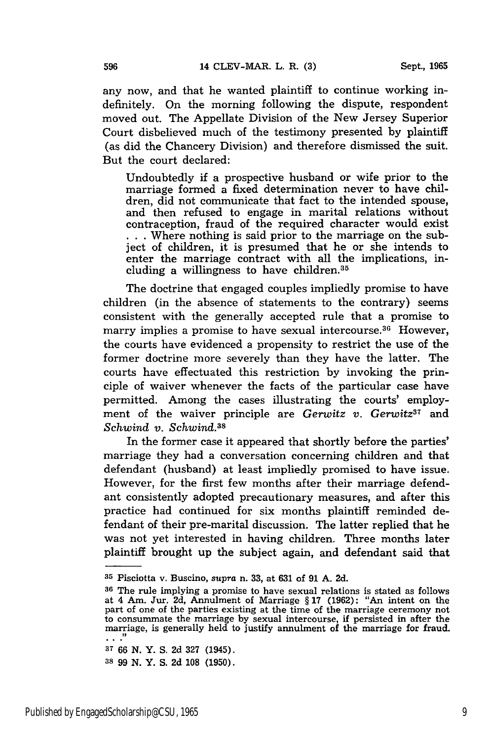any now, and that he wanted plaintiff to continue working indefinitely. On the morning following the dispute, respondent moved out. The Appellate Division of the New Jersey Superior Court disbelieved much of the testimony presented by plaintiff (as did the Chancery Division) and therefore dismissed the suit. But the court declared:

> Undoubtedly if a prospective husband or wife prior to the marriage formed a fixed determination never to have children, did not communicate that fact to the intended spouse, and then refused to engage in marital relations without contraception, fraud of the required character would exist . . . Where nothing is said prior to the marriage on the subject of children, it is presumed that he or she intends to enter the marriage contract with all the implications, including a willingness to have children.[35]

The doctrine that engaged couples impliedly promise to have children (in the absence of statements to the contrary) seems consistent with the generally accepted rule that a promise to marry implies a promise to have sexual intercourse.[36] However, the courts have evidenced a propensity to restrict the use of the former doctrine more severely than they have the latter. The courts have effectuated this restriction by invoking the principle of waiver whenever the facts of the particular case have permitted. Among the cases illustrating the courts' employment of the waiver principle are *Gerwitz v. Gerwitz*[37] and *Schwind v. Schwind*.[38]

In the former case it appeared that shortly before the parties' marriage they had a conversation concerning children and that defendant (husband) at least impliedly promised to have issue. However, for the first few months after their marriage defendant consistently adopted precautionary measures, and after this practice had continued for six months plaintiff reminded defendant of their pre-marital discussion. The latter replied that he was not yet interested in having children. Three months later plaintiff brought up the subject again, and defendant said that

---

[35] Pisciotta v. Buscino, *supra* n. 33, at 631 of 91 A. 2d.

[36] The rule implying a promise to have sexual relations is stated as follows at 4 Am. Jur. 2d, Annulment of Marriage § 17 (1962): "An intent on the part of one of the parties existing at the time of the marriage ceremony not to consummate the marriage by sexual intercourse, if persisted in after the marriage, is generally held to justify annulment of the marriage for fraud. . . ."

[37] 66 N. Y. S. 2d 327 (1945).

[38] 99 N. Y. S. 2d 108 (1950).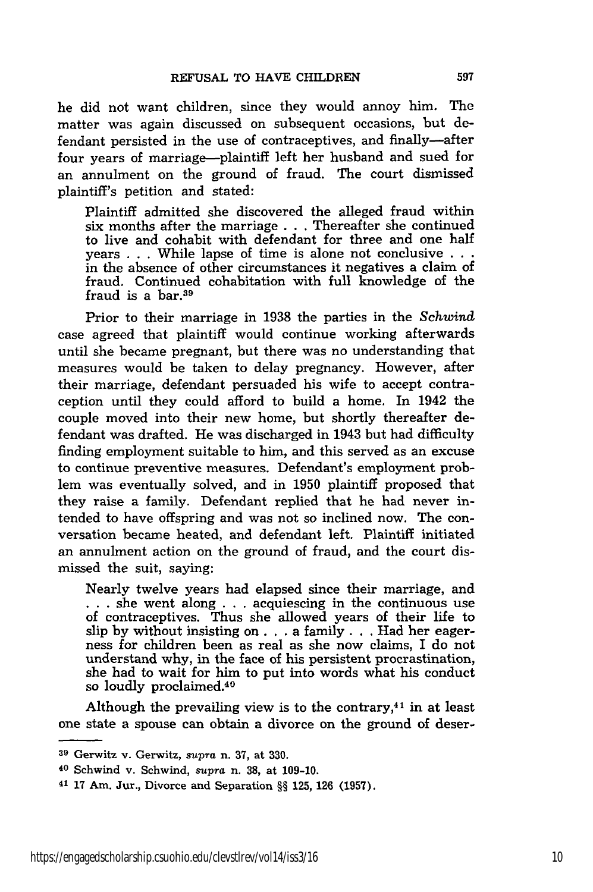he did not want children, since they would annoy him. The matter was again discussed on subsequent occasions, but defendant persisted in the use of contraceptives, and finally—after four years of marriage—plaintiff left her husband and sued for an annulment on the ground of fraud. The court dismissed plaintiff's petition and stated:

> Plaintiff admitted she discovered the alleged fraud within six months after the marriage . . . Thereafter she continued to live and cohabit with defendant for three and one half years . . . While lapse of time is alone not conclusive . . . in the absence of other circumstances it negatives a claim of fraud. Continued cohabitation with full knowledge of the fraud is a bar.[39]

Prior to their marriage in 1938 the parties in the *Schwind* case agreed that plaintiff would continue working afterwards until she became pregnant, but there was no understanding that measures would be taken to delay pregnancy. However, after their marriage, defendant persuaded his wife to accept contraception until they could afford to build a home. In 1942 the couple moved into their new home, but shortly thereafter defendant was drafted. He was discharged in 1943 but had difficulty finding employment suitable to him, and this served as an excuse to continue preventive measures. Defendant's employment problem was eventually solved, and in 1950 plaintiff proposed that they raise a family. Defendant replied that he had never intended to have offspring and was not so inclined now. The conversation became heated, and defendant left. Plaintiff initiated an annulment action on the ground of fraud, and the court dismissed the suit, saying:

> Nearly twelve years had elapsed since their marriage, and . . . she went along . . . acquiescing in the continuous use of contraceptives. Thus she allowed years of their life to slip by without insisting on . . . a family . . . Had her eagerness for children been as real as she now claims, I do not understand why, in the face of his persistent procrastination, she had to wait for him to put into words what his conduct so loudly proclaimed.[40]

Although the prevailing view is to the contrary,[41] in at least one state a spouse can obtain a divorce on the ground of deser-

---

[39] Gerwitz v. Gerwitz, *supra* n. 37, at 330.

[40] Schwind v. Schwind, *supra* n. 38, at 109-10.

[41] 17 Am. Jur., Divorce and Separation §§ 125, 126 (1957).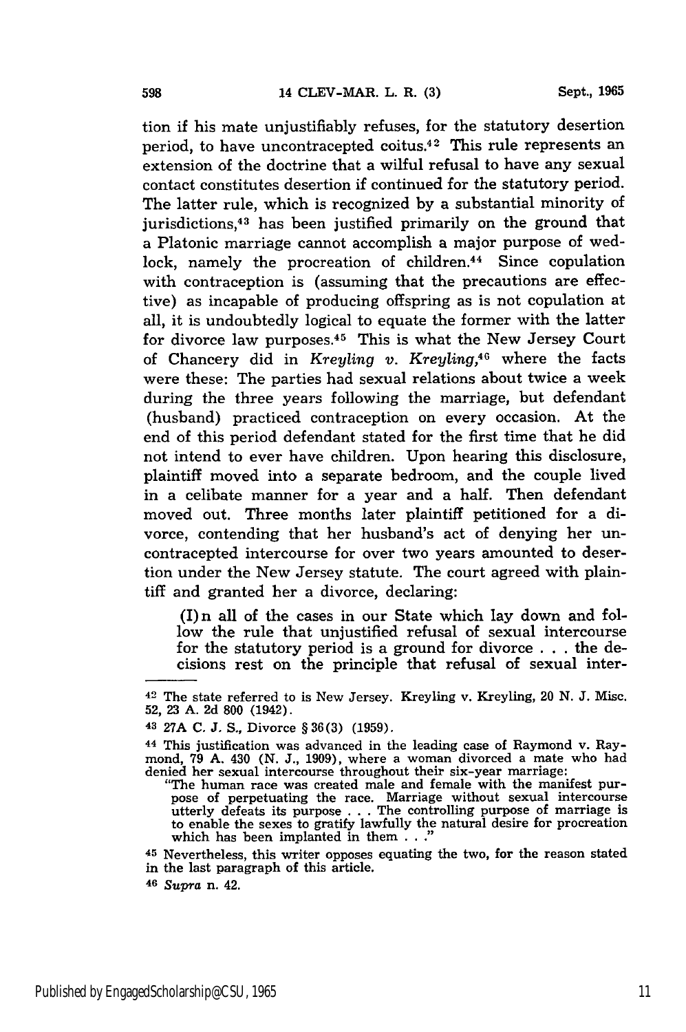tion if his mate unjustifiably refuses, for the statutory desertion period, to have uncontracepted coitus.[42] This rule represents an extension of the doctrine that a wilful refusal to have any sexual contact constitutes desertion if continued for the statutory period. The latter rule, which is recognized by a substantial minority of jurisdictions,[43] has been justified primarily on the ground that a Platonic marriage cannot accomplish a major purpose of wedlock, namely the procreation of children.[44] Since copulation with contraception is (assuming that the precautions are effective) as incapable of producing offspring as is not copulation at all, it is undoubtedly logical to equate the former with the latter for divorce law purposes.[45] This is what the New Jersey Court of Chancery did in *Kreyling v. Kreyling*,[46] where the facts were these: The parties had sexual relations about twice a week during the three years following the marriage, but defendant (husband) practiced contraception on every occasion. At the end of this period defendant stated for the first time that he did not intend to ever have children. Upon hearing this disclosure, plaintiff moved into a separate bedroom, and the couple lived in a celibate manner for a year and a half. Then defendant moved out. Three months later plaintiff petitioned for a divorce, contending that her husband's act of denying her uncontracepted intercourse for over two years amounted to desertion under the New Jersey statute. The court agreed with plaintiff and granted her a divorce, declaring:

> (I)n all of the cases in our State which lay down and follow the rule that unjustified refusal of sexual intercourse for the statutory period is a ground for divorce . . . the decisions rest on the principle that refusal of sexual inter-

---

[42] The state referred to is New Jersey. Kreyling v. Kreyling, 20 N. J. Misc. 52, 23 A. 2d 800 (1942).

[43] 27A C. J. S., Divorce § 36(3) (1959).

[44] This justification was advanced in the leading case of Raymond v. Raymond, 79 A. 430 (N. J., 1909), where a woman divorced a mate who had denied her sexual intercourse throughout their six-year marriage:

"The human race was created male and female with the manifest purpose of perpetuating the race. Marriage without sexual intercourse utterly defeats its purpose . . . The controlling purpose of marriage is to enable the sexes to gratify lawfully the natural desire for procreation which has been implanted in them . . ."

[45] Nevertheless, this writer opposes equating the two, for the reason stated in the last paragraph of this article.

[46] *Supra* n. 42.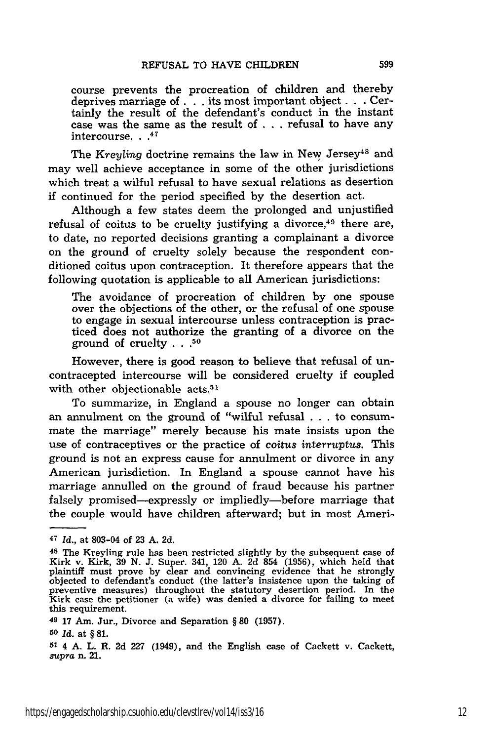course prevents the procreation of children and thereby deprives marriage of . . . its most important object . . . Certainly the result of the defendant's conduct in the instant case was the same as the result of . . . refusal to have any intercourse. . .[47]

The *Kreyling* doctrine remains the law in New Jersey[48] and may well achieve acceptance in some of the other jurisdictions which treat a wilful refusal to have sexual relations as desertion if continued for the period specified by the desertion act.

Although a few states deem the prolonged and unjustified refusal of coitus to be cruelty justifying a divorce,[49] there are, to date, no reported decisions granting a complainant a divorce on the ground of cruelty solely because the respondent conditioned coitus upon contraception. It therefore appears that the following quotation is applicable to all American jurisdictions:

> The avoidance of procreation of children by one spouse over the objections of the other, or the refusal of one spouse to engage in sexual intercourse unless contraception is practiced does not authorize the granting of a divorce on the ground of cruelty . . .[50]

However, there is good reason to believe that refusal of uncontracepted intercourse will be considered cruelty if coupled with other objectionable acts.[51]

To summarize, in England a spouse no longer can obtain an annulment on the ground of "wilful refusal . . . to consummate the marriage" merely because his mate insists upon the use of contraceptives or the practice of *coitus interruptus*. This ground is not an express cause for annulment or divorce in any American jurisdiction. In England a spouse cannot have his marriage annulled on the ground of fraud because his partner falsely promised—expressly or impliedly—before marriage that the couple would have children afterward; but in most Ameri-

---

[47] *Id.*, at 803-04 of 23 A. 2d.

[48] The Kreyling rule has been restricted slightly by the subsequent case of Kirk v. Kirk, 39 N. J. Super. 341, 120 A. 2d 854 (1956), which held that plaintiff must prove by clear and convincing evidence that he strongly objected to defendant's conduct (the latter's insistence upon the taking of preventive measures) throughout the statutory desertion period. In the Kirk case the petitioner (a wife) was denied a divorce for failing to meet this requirement.

[49] 17 Am. Jur., Divorce and Separation § 80 (1957).

[50] *Id.* at § 81.

[51] 4 A. L. R. 2d 227 (1949), and the English case of Cackett v. Cackett, *supra* n. 21.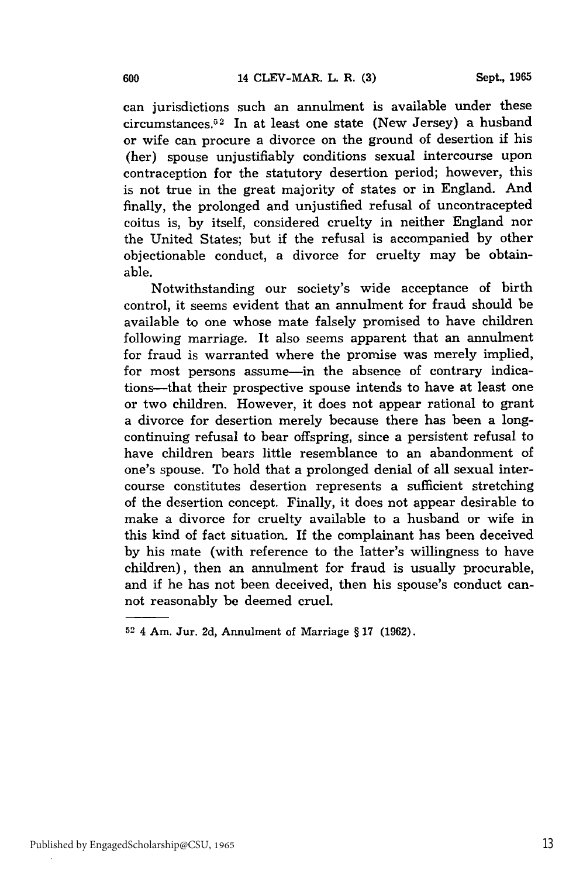can jurisdictions such an annulment is available under these circumstances.[52] In at least one state (New Jersey) a husband or wife can procure a divorce on the ground of desertion if his (her) spouse unjustifiably conditions sexual intercourse upon contraception for the statutory desertion period; however, this is not true in the great majority of states or in England. And finally, the prolonged and unjustified refusal of uncontracepted coitus is, by itself, considered cruelty in neither England nor the United States; but if the refusal is accompanied by other objectionable conduct, a divorce for cruelty may be obtainable.

Notwithstanding our society's wide acceptance of birth control, it seems evident that an annulment for fraud should be available to one whose mate falsely promised to have children following marriage. It also seems apparent that an annulment for fraud is warranted where the promise was merely implied, for most persons assume—in the absence of contrary indications—that their prospective spouse intends to have at least one or two children. However, it does not appear rational to grant a divorce for desertion merely because there has been a long-continuing refusal to bear offspring, since a persistent refusal to have children bears little resemblance to an abandonment of one's spouse. To hold that a prolonged denial of all sexual intercourse constitutes desertion represents a sufficient stretching of the desertion concept. Finally, it does not appear desirable to make a divorce for cruelty available to a husband or wife in this kind of fact situation. If the complainant has been deceived by his mate (with reference to the latter's willingness to have children), then an annulment for fraud is usually procurable, and if he has not been deceived, then his spouse's conduct cannot reasonably be deemed cruel.

---

[52] 4 Am. Jur. 2d, Annulment of Marriage § 17 (1962).